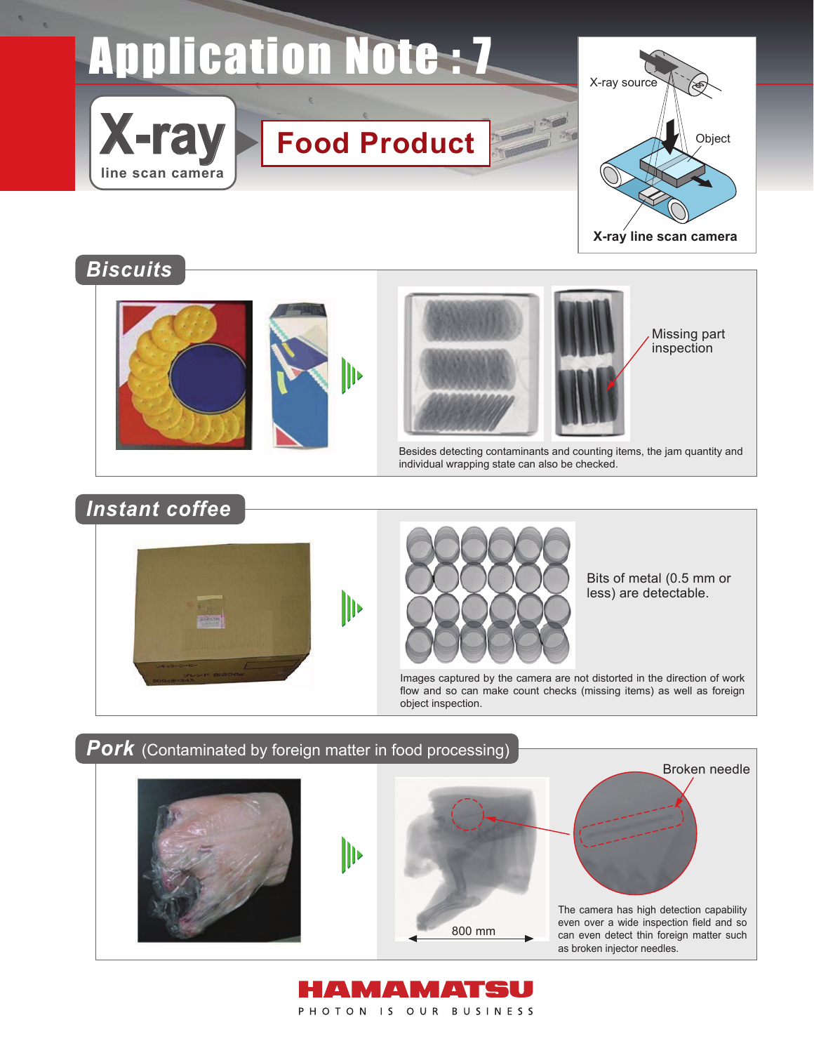# Application Note : 7

**X-ray** line scan camera

## Food Product

X-ray source

Object

X-ray line scan camera

## Biscuits

Missing part inspection

Besides detecting contaminants and counting items, the jam quantity and individual wrapping state can also be checked.

## Instant coffee

Bits of metal (0.5 mm or less) are detectable.

Images captured by the camera are not distorted in the direction of work flow and so can make count checks (missing items) as well as foreign object inspection.

## Pork (Contaminated by foreign matter in food processing)

Broken needle

800 mm

The camera has high detection capability even over a wide inspection field and so can even detect thin foreign matter such as broken injector needles.

**HAMAMATSU**

PHOTON IS OUR BUSINESS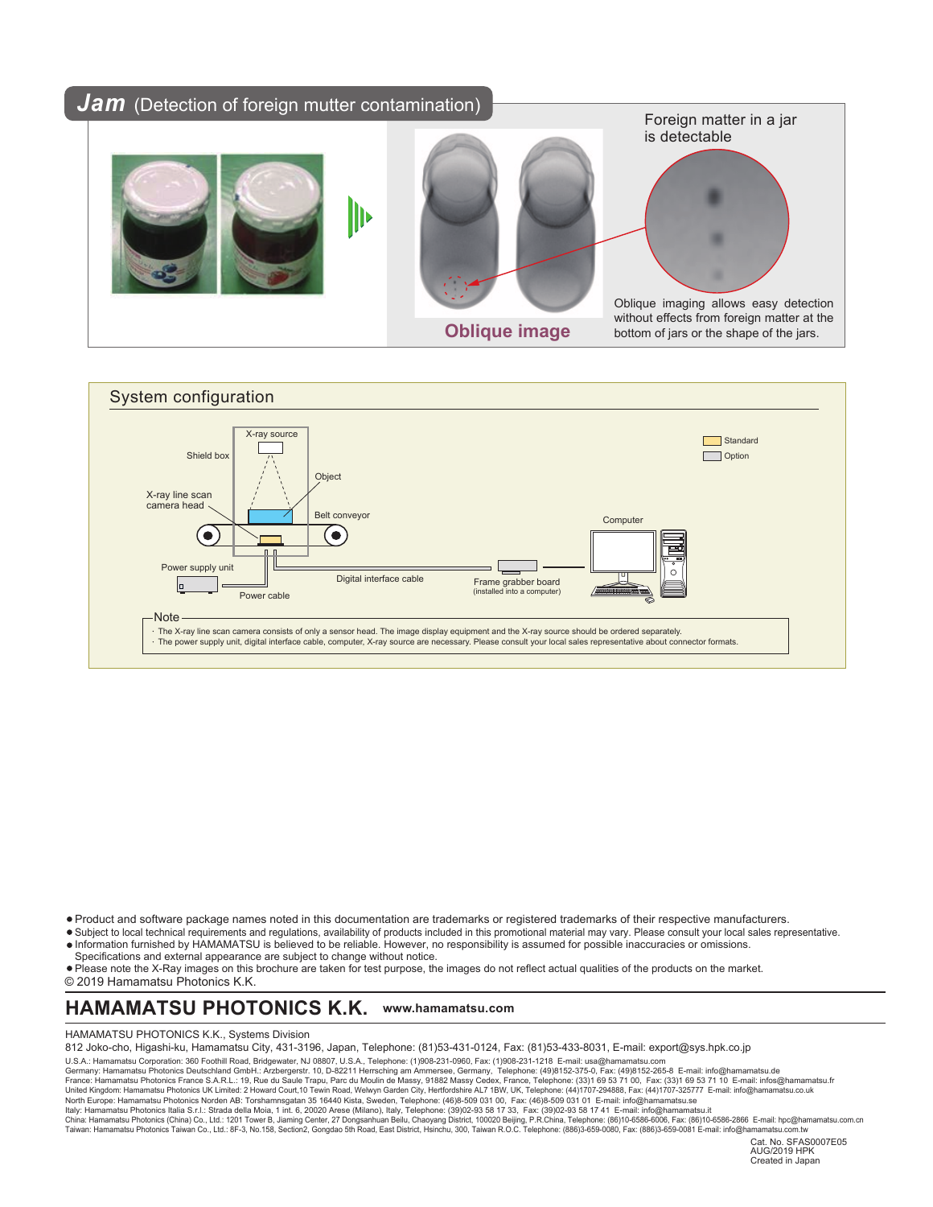## *Jam* (Detection of foreign mutter contamination)

Foreign matter in a jar is detectable

Oblique image

Oblique imaging allows easy detection without effects from foreign matter at the bottom of jars or the shape of the jars.

## System configuration

Standard
Option

X-ray source
Shield box
Object
X-ray line scan camera head
Belt conveyor
Computer
Power supply unit
Digital interface cable
Frame grabber board (installed into a computer)
Power cable

Note
· The X-ray line scan camera consists of only a sensor head. The image display equipment and the X-ray source should be ordered separately.
· The power supply unit, digital interface cable, computer, X-ray source are necessary. Please consult your local sales representative about connector formats.

- Product and software package names noted in this documentation are trademarks or registered trademarks of their respective manufacturers.
- Subject to local technical requirements and regulations, availability of products included in this promotional material may vary. Please consult your local sales representative.
- Information furnished by HAMAMATSU is believed to be reliable. However, no responsibility is assumed for possible inaccuracies or omissions. Specifications and external appearance are subject to change without notice.
- Please note the X-Ray images on this brochure are taken for test purpose, the images do not reflect actual qualities of the products on the market.

© 2019 Hamamatsu Photonics K.K.

**HAMAMATSU PHOTONICS K.K.** **www.hamamatsu.com**

HAMAMATSU PHOTONICS K.K., Systems Division
812 Joko-cho, Higashi-ku, Hamamatsu City, 431-3196, Japan, Telephone: (81)53-431-0124, Fax: (81)53-433-8031, E-mail: export@sys.hpk.co.jp

U.S.A.: Hamamatsu Corporation: 360 Foothill Road, Bridgewater, NJ 08807, U.S.A., Telephone: (1)908-231-0960, Fax: (1)908-231-1218 E-mail: usa@hamamatsu.com
Germany: Hamamatsu Photonics Deutschland GmbH.: Arzbergerstr. 10, D-82211 Herrsching am Ammersee, Germany, Telephone: (49)8152-375-0, Fax: (49)8152-265-8 E-mail: info@hamamatsu.de
France: Hamamatsu Photonics France S.A.R.L.: 19, Rue du Saule Trapu, Parc du Moulin de Massy, 91882 Massy Cedex, France, Telephone: (33)1 69 53 71 00, Fax: (33)1 69 53 71 10 E-mail: infos@hamamatsu.fr
United Kingdom: Hamamatsu Photonics UK Limited: 2 Howard Court,10 Tewin Road, Welwyn Garden City, Hertfordshire AL7 1BW, UK, Telephone: (44)1707-294888, Fax: (44)1707-325777 E-mail: info@hamamatsu.co.uk
North Europe: Hamamatsu Photonics Norden AB: Torshamnsgatan 35 16440 Kista, Sweden, Telephone: (46)8-509 031 00, Fax: (46)8-509 031 01 E-mail: info@hamamatsu.se
Italy: Hamamatsu Photonics Italia S.r.l.: Strada della Moia, 1 int. 6, 20020 Arese (Milano), Italy, Telephone: (39)02-93 58 17 33, Fax: (39)02-93 58 17 41 E-mail: info@hamamatsu.it
China: Hamamatsu Photonics (China) Co., Ltd.: 1201 Tower B, Jiaming Center, 27 Dongsanhuan Beilu, Chaoyang District, 100020 Beijing, P.R.China, Telephone: (86)10-6586-6006, Fax: (86)10-6586-2866 E-mail: hpc@hamamatsu.com.cn
Taiwan: Hamamatsu Photonics Taiwan Co., Ltd.: 8F-3, No.158, Section2, Gongdao 5th Road, East District, Hsinchu, 300, Taiwan R.O.C. Telephone: (886)3-659-0080, Fax: (886)3-659-0081 E-mail: info@hamamatsu.com.tw

Cat. No. SFAS0007E05
AUG/2019 HPK
Created in Japan